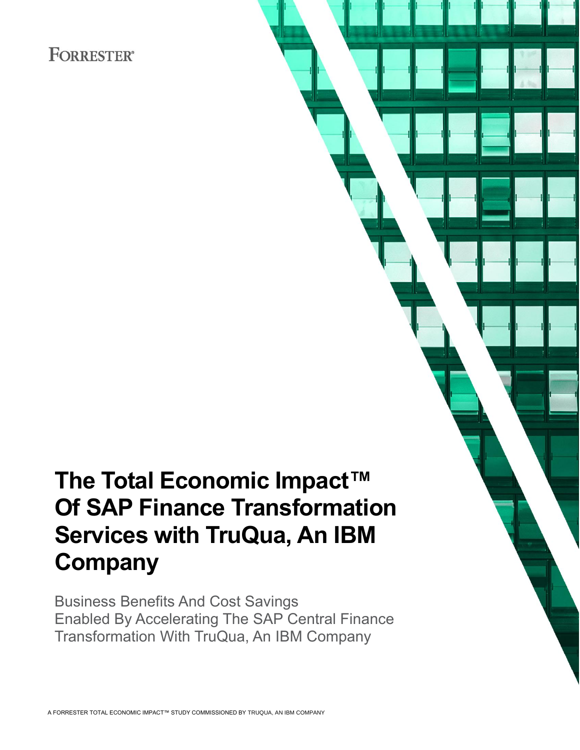FORRESTER®

# The Total Economic Impact™ Of SAP Finance Transformation Services with TruQua, An IBM Company

Business Benefits And Cost Savings Enabled By Accelerating The SAP Central Finance Transformation With TruQua, An IBM Company

A FORRESTER TOTAL ECONOMIC IMPACT™ STUDY COMMISSIONED BY TRUQUA, AN IBM COMPANY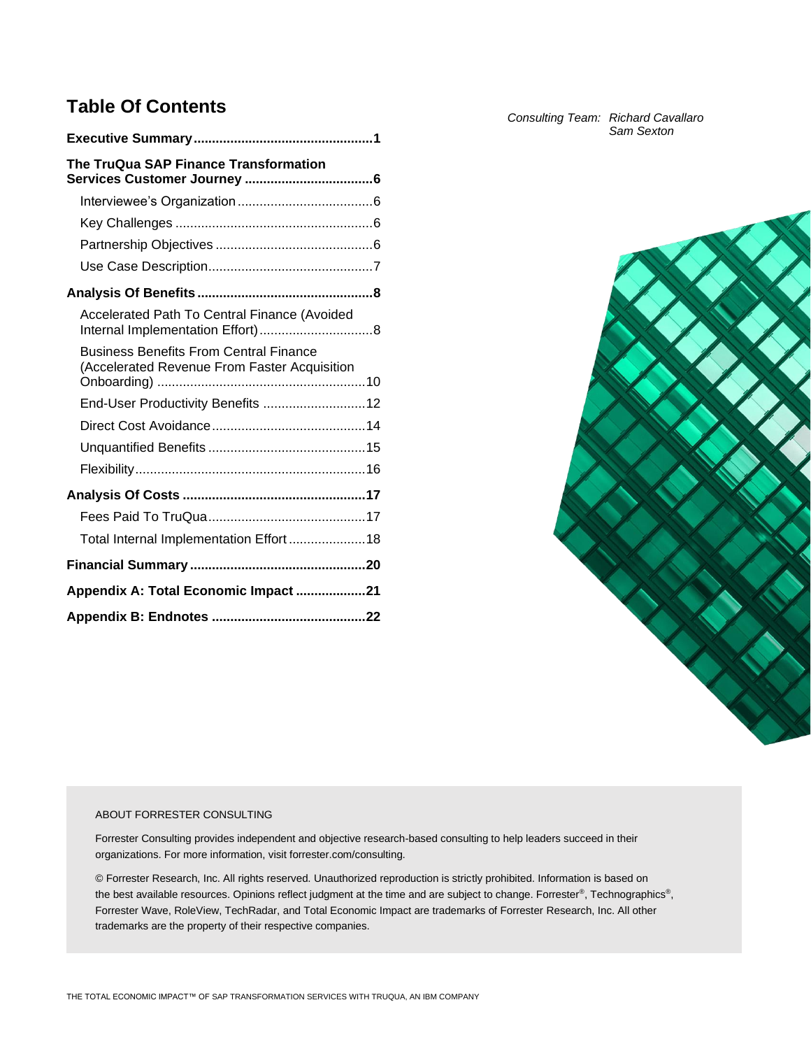# Table Of Contents

*Consulting Team: Richard Cavallaro*
*Sam Sexton*

**Executive Summary....1**

**The TruQua SAP Finance Transformation Services Customer Journey....6**

- Interviewee's Organization....6
- Key Challenges....6
- Partnership Objectives....6
- Use Case Description....7

**Analysis Of Benefits....8**

- Accelerated Path To Central Finance (Avoided Internal Implementation Effort)....8
- Business Benefits From Central Finance (Accelerated Revenue From Faster Acquisition Onboarding)....10
- End-User Productivity Benefits....12
- Direct Cost Avoidance....14
- Unquantified Benefits....15
- Flexibility....16

**Analysis Of Costs....17**

- Fees Paid To TruQua....17
- Total Internal Implementation Effort....18

**Financial Summary....20**

**Appendix A: Total Economic Impact....21**

**Appendix B: Endnotes....22**

ABOUT FORRESTER CONSULTING

Forrester Consulting provides independent and objective research-based consulting to help leaders succeed in their organizations. For more information, visit forrester.com/consulting.

© Forrester Research, Inc. All rights reserved. Unauthorized reproduction is strictly prohibited. Information is based on the best available resources. Opinions reflect judgment at the time and are subject to change. Forrester®, Technographics®, Forrester Wave, RoleView, TechRadar, and Total Economic Impact are trademarks of Forrester Research, Inc. All other trademarks are the property of their respective companies.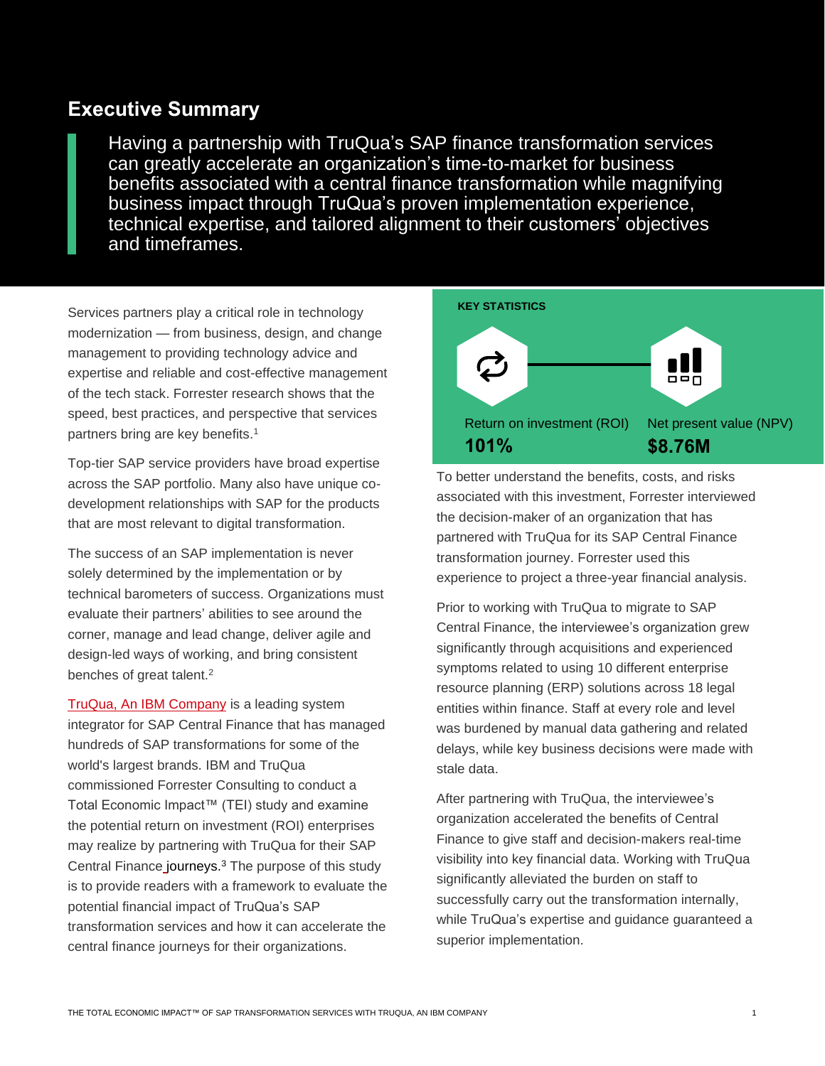## Executive Summary

> Having a partnership with TruQua's SAP finance transformation services can greatly accelerate an organization's time-to-market for business benefits associated with a central finance transformation while magnifying business impact through TruQua's proven implementation experience, technical expertise, and tailored alignment to their customers' objectives and timeframes.

Services partners play a critical role in technology modernization — from business, design, and change management to providing technology advice and expertise and reliable and cost-effective management of the tech stack. Forrester research shows that the speed, best practices, and perspective that services partners bring are key benefits.[1]

Top-tier SAP service providers have broad expertise across the SAP portfolio. Many also have unique co-development relationships with SAP for the products that are most relevant to digital transformation.

The success of an SAP implementation is never solely determined by the implementation or by technical barometers of success. Organizations must evaluate their partners' abilities to see around the corner, manage and lead change, deliver agile and design-led ways of working, and bring consistent benches of great talent.[2]

TruQua, An IBM Company is a leading system integrator for SAP Central Finance that has managed hundreds of SAP transformations for some of the world's largest brands. IBM and TruQua commissioned Forrester Consulting to conduct a Total Economic Impact™ (TEI) study and examine the potential return on investment (ROI) enterprises may realize by partnering with TruQua for their SAP Central Finance journeys.[3] The purpose of this study is to provide readers with a framework to evaluate the potential financial impact of TruQua's SAP transformation services and how it can accelerate the central finance journeys for their organizations.

**KEY STATISTICS**

Return on investment (ROI)
**101%**

Net present value (NPV)
**$8.76M**

To better understand the benefits, costs, and risks associated with this investment, Forrester interviewed the decision-maker of an organization that has partnered with TruQua for its SAP Central Finance transformation journey. Forrester used this experience to project a three-year financial analysis.

Prior to working with TruQua to migrate to SAP Central Finance, the interviewee's organization grew significantly through acquisitions and experienced symptoms related to using 10 different enterprise resource planning (ERP) solutions across 18 legal entities within finance. Staff at every role and level was burdened by manual data gathering and related delays, while key business decisions were made with stale data.

After partnering with TruQua, the interviewee's organization accelerated the benefits of Central Finance to give staff and decision-makers real-time visibility into key financial data. Working with TruQua significantly alleviated the burden on staff to successfully carry out the transformation internally, while TruQua's expertise and guidance guaranteed a superior implementation.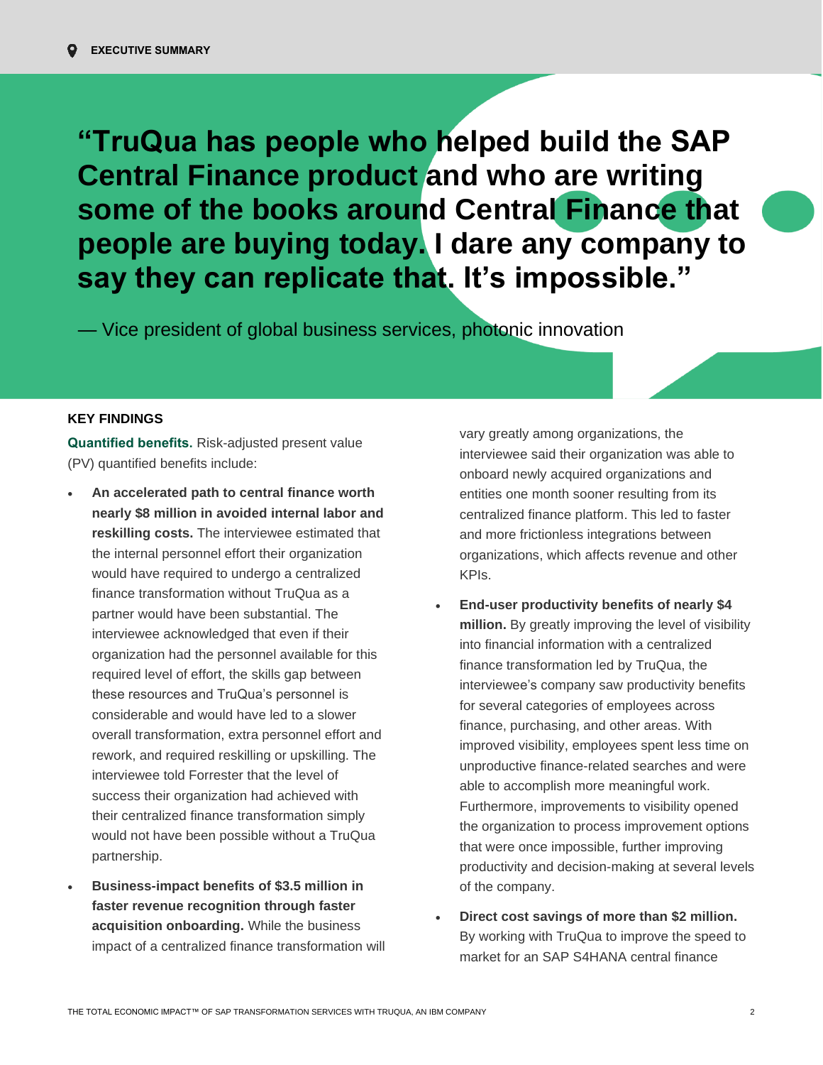> **"TruQua has people who helped build the SAP Central Finance product and who are writing some of the books around Central Finance that people are buying today. I dare any company to say they can replicate that. It's impossible."**
>
> — Vice president of global business services, photonic innovation

## KEY FINDINGS

**Quantified benefits.** Risk-adjusted present value (PV) quantified benefits include:

- **An accelerated path to central finance worth nearly $8 million in avoided internal labor and reskilling costs.** The interviewee estimated that the internal personnel effort their organization would have required to undergo a centralized finance transformation without TruQua as a partner would have been substantial. The interviewee acknowledged that even if their organization had the personnel available for this required level of effort, the skills gap between these resources and TruQua's personnel is considerable and would have led to a slower overall transformation, extra personnel effort and rework, and required reskilling or upskilling. The interviewee told Forrester that the level of success their organization had achieved with their centralized finance transformation simply would not have been possible without a TruQua partnership.

- **Business-impact benefits of $3.5 million in faster revenue recognition through faster acquisition onboarding.** While the business impact of a centralized finance transformation will vary greatly among organizations, the interviewee said their organization was able to onboard newly acquired organizations and entities one month sooner resulting from its centralized finance platform. This led to faster and more frictionless integrations between organizations, which affects revenue and other KPIs.

- **End-user productivity benefits of nearly $4 million.** By greatly improving the level of visibility into financial information with a centralized finance transformation led by TruQua, the interviewee's company saw productivity benefits for several categories of employees across finance, purchasing, and other areas. With improved visibility, employees spent less time on unproductive finance-related searches and were able to accomplish more meaningful work. Furthermore, improvements to visibility opened the organization to process improvement options that were once impossible, further improving productivity and decision-making at several levels of the company.

- **Direct cost savings of more than $2 million.** By working with TruQua to improve the speed to market for an SAP S4HANA central finance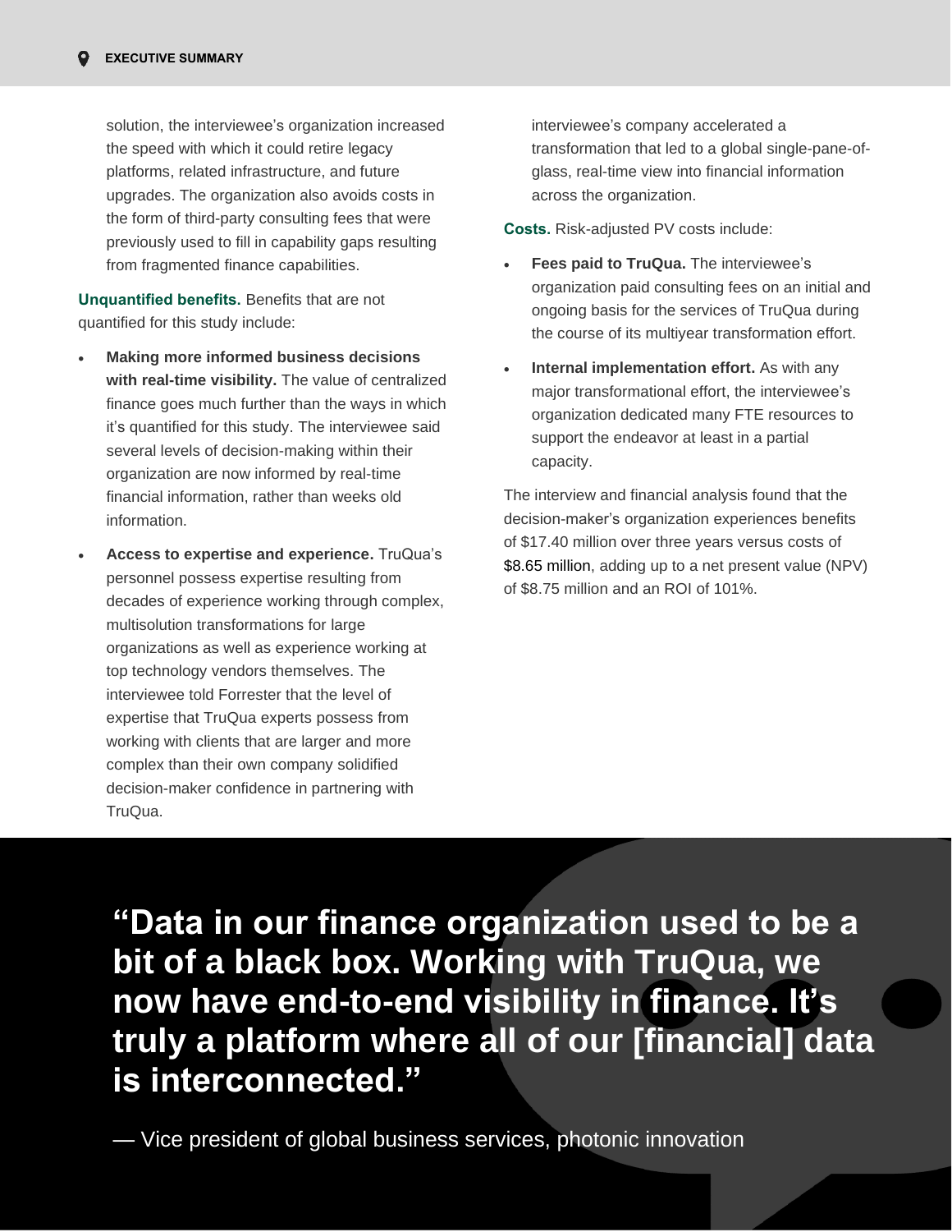solution, the interviewee's organization increased the speed with which it could retire legacy platforms, related infrastructure, and future upgrades. The organization also avoids costs in the form of third-party consulting fees that were previously used to fill in capability gaps resulting from fragmented finance capabilities.

**Unquantified benefits.** Benefits that are not quantified for this study include:

- **Making more informed business decisions with real-time visibility.** The value of centralized finance goes much further than the ways in which it's quantified for this study. The interviewee said several levels of decision-making within their organization are now informed by real-time financial information, rather than weeks old information.
- **Access to expertise and experience.** TruQua's personnel possess expertise resulting from decades of experience working through complex, multisolution transformations for large organizations as well as experience working at top technology vendors themselves. The interviewee told Forrester that the level of expertise that TruQua experts possess from working with clients that are larger and more complex than their own company solidified decision-maker confidence in partnering with TruQua.

interviewee's company accelerated a transformation that led to a global single-pane-of-glass, real-time view into financial information across the organization.

**Costs.** Risk-adjusted PV costs include:

- **Fees paid to TruQua.** The interviewee's organization paid consulting fees on an initial and ongoing basis for the services of TruQua during the course of its multiyear transformation effort.
- **Internal implementation effort.** As with any major transformational effort, the interviewee's organization dedicated many FTE resources to support the endeavor at least in a partial capacity.

The interview and financial analysis found that the decision-maker's organization experiences benefits of $17.40 million over three years versus costs of $8.65 million, adding up to a net present value (NPV) of $8.75 million and an ROI of 101%.

**"Data in our finance organization used to be a bit of a black box. Working with TruQua, we now have end-to-end visibility in finance. It's truly a platform where all of our [financial] data is interconnected."**

— Vice president of global business services, photonic innovation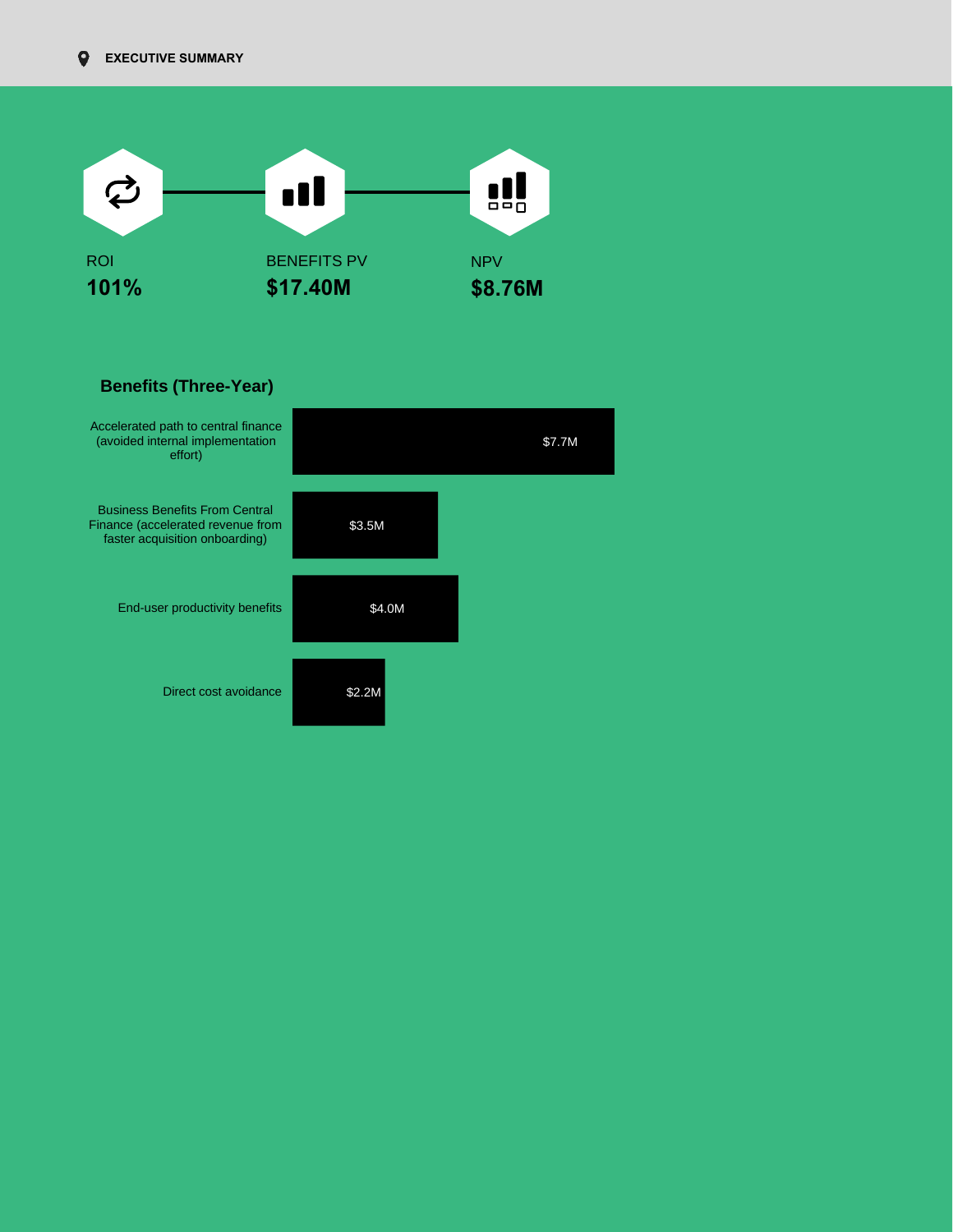## EXECUTIVE SUMMARY

**ROI**
**101%**

**BENEFITS PV**
**$17.40M**

**NPV**
**$8.76M**

### Benefits (Three-Year)

| Benefit | Value |
| --- | --- |
| Accelerated path to central finance (avoided internal implementation effort) | $7.7M |
| Business Benefits From Central Finance (accelerated revenue from faster acquisition onboarding) | $3.5M |
| End-user productivity benefits | $4.0M |
| Direct cost avoidance | $2.2M |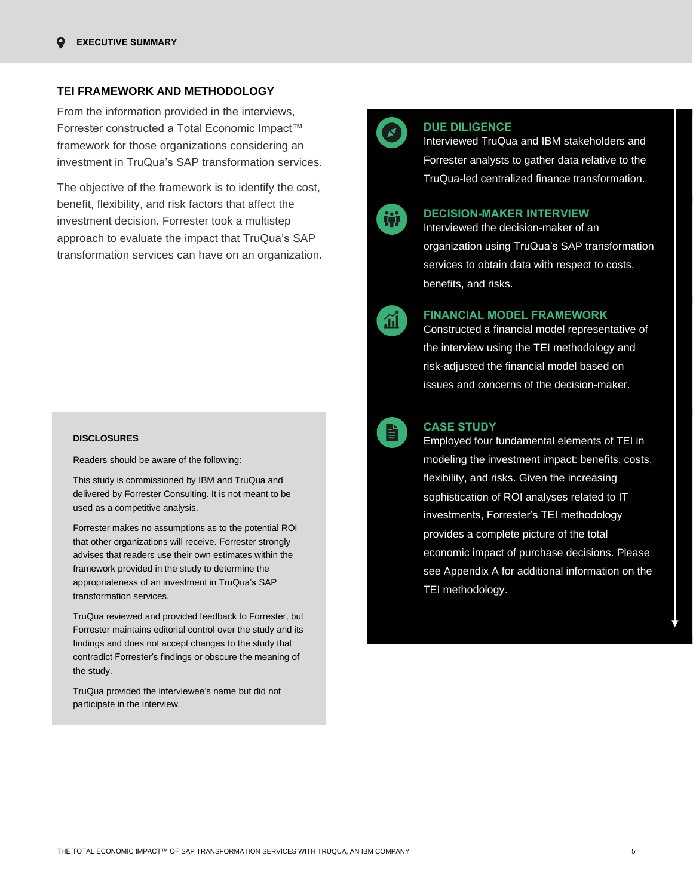## TEI FRAMEWORK AND METHODOLOGY

From the information provided in the interviews, Forrester constructed a Total Economic Impact™ framework for those organizations considering an investment in TruQua's SAP transformation services.

The objective of the framework is to identify the cost, benefit, flexibility, and risk factors that affect the investment decision. Forrester took a multistep approach to evaluate the impact that TruQua's SAP transformation services can have on an organization.

### DUE DILIGENCE

Interviewed TruQua and IBM stakeholders and Forrester analysts to gather data relative to the TruQua-led centralized finance transformation.

### DECISION-MAKER INTERVIEW

Interviewed the decision-maker of an organization using TruQua's SAP transformation services to obtain data with respect to costs, benefits, and risks.

### FINANCIAL MODEL FRAMEWORK

Constructed a financial model representative of the interview using the TEI methodology and risk-adjusted the financial model based on issues and concerns of the decision-maker.

### CASE STUDY

Employed four fundamental elements of TEI in modeling the investment impact: benefits, costs, flexibility, and risks. Given the increasing sophistication of ROI analyses related to IT investments, Forrester's TEI methodology provides a complete picture of the total economic impact of purchase decisions. Please see Appendix A for additional information on the TEI methodology.

### DISCLOSURES

Readers should be aware of the following:

This study is commissioned by IBM and TruQua and delivered by Forrester Consulting. It is not meant to be used as a competitive analysis.

Forrester makes no assumptions as to the potential ROI that other organizations will receive. Forrester strongly advises that readers use their own estimates within the framework provided in the study to determine the appropriateness of an investment in TruQua's SAP transformation services.

TruQua reviewed and provided feedback to Forrester, but Forrester maintains editorial control over the study and its findings and does not accept changes to the study that contradict Forrester's findings or obscure the meaning of the study.

TruQua provided the interviewee's name but did not participate in the interview.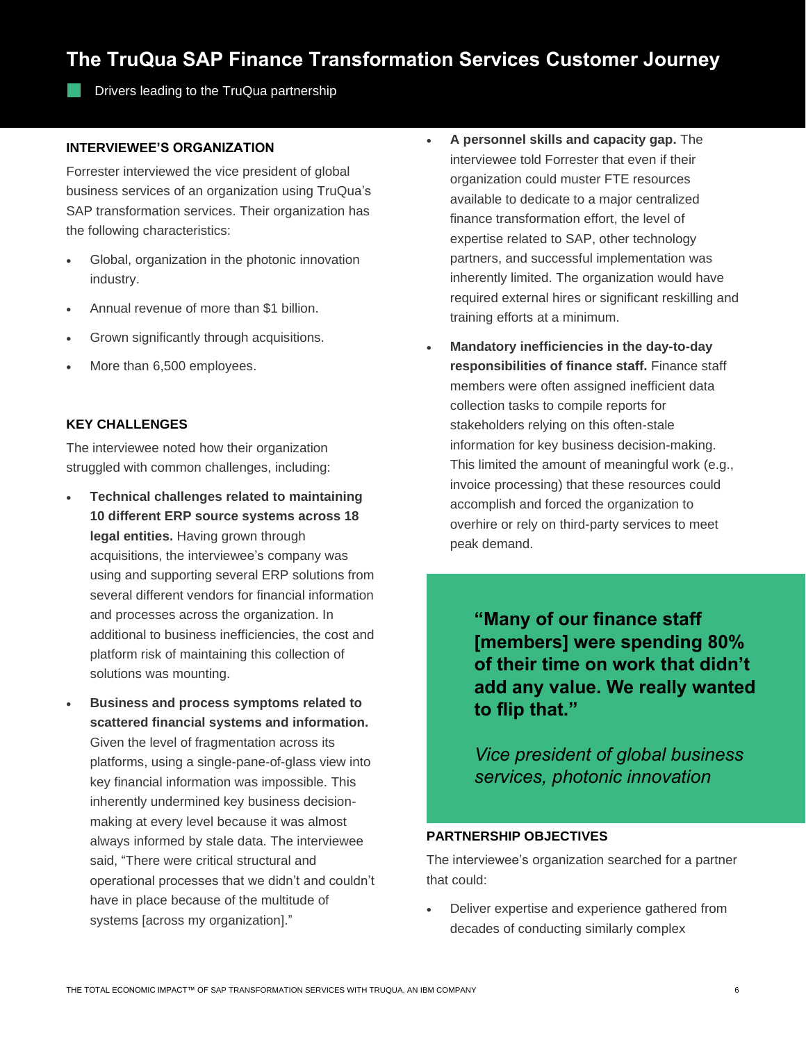# The TruQua SAP Finance Transformation Services Customer Journey

Drivers leading to the TruQua partnership

### INTERVIEWEE'S ORGANIZATION

Forrester interviewed the vice president of global business services of an organization using TruQua's SAP transformation services. Their organization has the following characteristics:

- Global, organization in the photonic innovation industry.
- Annual revenue of more than $1 billion.
- Grown significantly through acquisitions.
- More than 6,500 employees.

### KEY CHALLENGES

The interviewee noted how their organization struggled with common challenges, including:

- **Technical challenges related to maintaining 10 different ERP source systems across 18 legal entities.** Having grown through acquisitions, the interviewee's company was using and supporting several ERP solutions from several different vendors for financial information and processes across the organization. In additional to business inefficiencies, the cost and platform risk of maintaining this collection of solutions was mounting.
- **Business and process symptoms related to scattered financial systems and information.** Given the level of fragmentation across its platforms, using a single-pane-of-glass view into key financial information was impossible. This inherently undermined key business decision-making at every level because it was almost always informed by stale data. The interviewee said, "There were critical structural and operational processes that we didn't and couldn't have in place because of the multitude of systems [across my organization]."
- **A personnel skills and capacity gap.** The interviewee told Forrester that even if their organization could muster FTE resources available to dedicate to a major centralized finance transformation effort, the level of expertise related to SAP, other technology partners, and successful implementation was inherently limited. The organization would have required external hires or significant reskilling and training efforts at a minimum.
- **Mandatory inefficiencies in the day-to-day responsibilities of finance staff.** Finance staff members were often assigned inefficient data collection tasks to compile reports for stakeholders relying on this often-stale information for key business decision-making. This limited the amount of meaningful work (e.g., invoice processing) that these resources could accomplish and forced the organization to overhire or rely on third-party services to meet peak demand.

> **"Many of our finance staff [members] were spending 80% of their time on work that didn't add any value. We really wanted to flip that."**
>
> *Vice president of global business services, photonic innovation*

### PARTNERSHIP OBJECTIVES

The interviewee's organization searched for a partner that could:

- Deliver expertise and experience gathered from decades of conducting similarly complex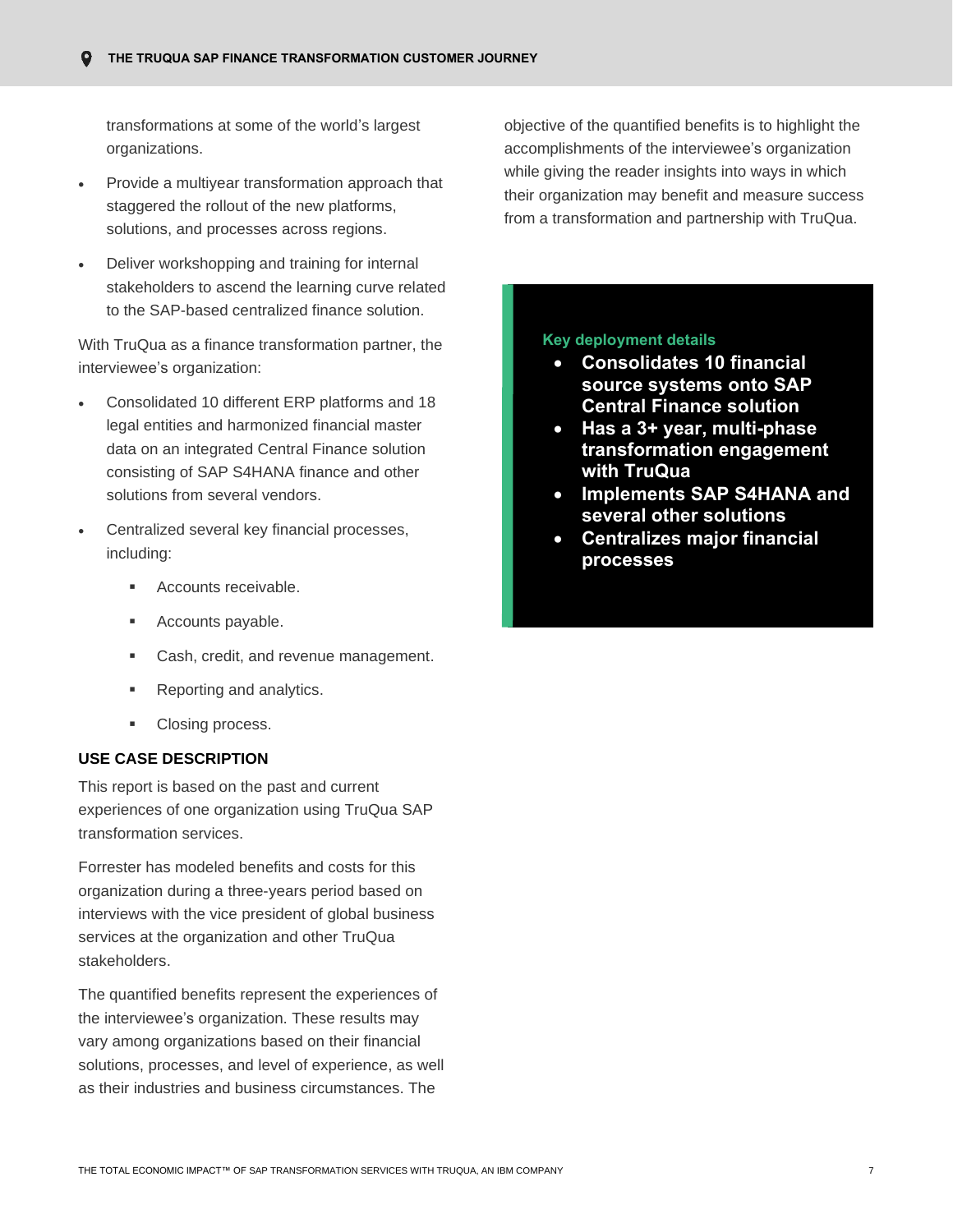transformations at some of the world's largest organizations.

- Provide a multiyear transformation approach that staggered the rollout of the new platforms, solutions, and processes across regions.
- Deliver workshopping and training for internal stakeholders to ascend the learning curve related to the SAP-based centralized finance solution.

With TruQua as a finance transformation partner, the interviewee's organization:

- Consolidated 10 different ERP platforms and 18 legal entities and harmonized financial master data on an integrated Central Finance solution consisting of SAP S4HANA finance and other solutions from several vendors.
- Centralized several key financial processes, including:
  - Accounts receivable.
  - Accounts payable.
  - Cash, credit, and revenue management.
  - Reporting and analytics.
  - Closing process.

### USE CASE DESCRIPTION

This report is based on the past and current experiences of one organization using TruQua SAP transformation services.

Forrester has modeled benefits and costs for this organization during a three-years period based on interviews with the vice president of global business services at the organization and other TruQua stakeholders.

The quantified benefits represent the experiences of the interviewee's organization. These results may vary among organizations based on their financial solutions, processes, and level of experience, as well as their industries and business circumstances. The objective of the quantified benefits is to highlight the accomplishments of the interviewee's organization while giving the reader insights into ways in which their organization may benefit and measure success from a transformation and partnership with TruQua.

**Key deployment details**

- **Consolidates 10 financial source systems onto SAP Central Finance solution**
- **Has a 3+ year, multi-phase transformation engagement with TruQua**
- **Implements SAP S4HANA and several other solutions**
- **Centralizes major financial processes**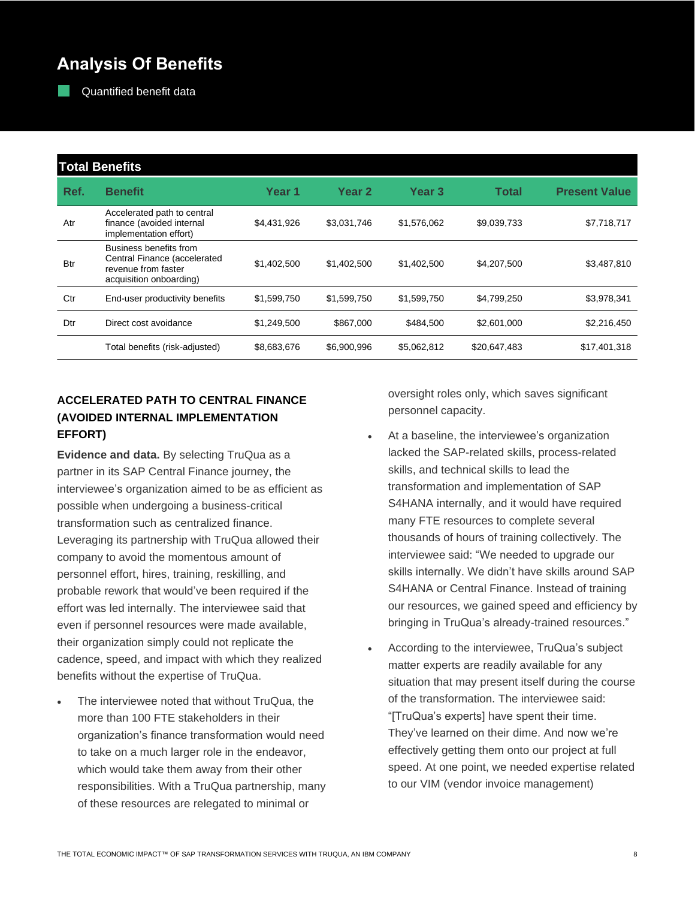# Analysis Of Benefits

Quantified benefit data

| Total Benefits | | | | | | |
|---|---|---|---|---|---|---|
| **Ref.** | **Benefit** | **Year 1** | **Year 2** | **Year 3** | **Total** | **Present Value** |
| Atr | Accelerated path to central finance (avoided internal implementation effort) | $4,431,926 | $3,031,746 | $1,576,062 | $9,039,733 | $7,718,717 |
| Btr | Business benefits from Central Finance (accelerated revenue from faster acquisition onboarding) | $1,402,500 | $1,402,500 | $1,402,500 | $4,207,500 | $3,487,810 |
| Ctr | End-user productivity benefits | $1,599,750 | $1,599,750 | $1,599,750 | $4,799,250 | $3,978,341 |
| Dtr | Direct cost avoidance | $1,249,500 | $867,000 | $484,500 | $2,601,000 | $2,216,450 |
| | Total benefits (risk-adjusted) | $8,683,676 | $6,900,996 | $5,062,812 | $20,647,483 | $17,401,318 |

### ACCELERATED PATH TO CENTRAL FINANCE (AVOIDED INTERNAL IMPLEMENTATION EFFORT)

**Evidence and data.** By selecting TruQua as a partner in its SAP Central Finance journey, the interviewee's organization aimed to be as efficient as possible when undergoing a business-critical transformation such as centralized finance. Leveraging its partnership with TruQua allowed their company to avoid the momentous amount of personnel effort, hires, training, reskilling, and probable rework that would've been required if the effort was led internally. The interviewee said that even if personnel resources were made available, their organization simply could not replicate the cadence, speed, and impact with which they realized benefits without the expertise of TruQua.

- The interviewee noted that without TruQua, the more than 100 FTE stakeholders in their organization's finance transformation would need to take on a much larger role in the endeavor, which would take them away from their other responsibilities. With a TruQua partnership, many of these resources are relegated to minimal or oversight roles only, which saves significant personnel capacity.

- At a baseline, the interviewee's organization lacked the SAP-related skills, process-related skills, and technical skills to lead the transformation and implementation of SAP S4HANA internally, and it would have required many FTE resources to complete several thousands of hours of training collectively. The interviewee said: "We needed to upgrade our skills internally. We didn't have skills around SAP S4HANA or Central Finance. Instead of training our resources, we gained speed and efficiency by bringing in TruQua's already-trained resources."

- According to the interviewee, TruQua's subject matter experts are readily available for any situation that may present itself during the course of the transformation. The interviewee said: "[TruQua's experts] have spent their time. They've learned on their dime. And now we're effectively getting them onto our project at full speed. At one point, we needed expertise related to our VIM (vendor invoice management)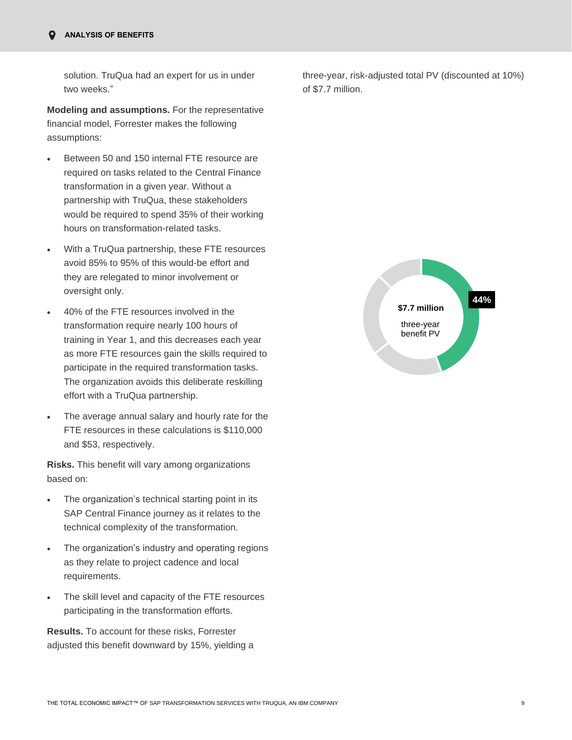solution. TruQua had an expert for us in under two weeks."

**Modeling and assumptions.** For the representative financial model, Forrester makes the following assumptions:

- Between 50 and 150 internal FTE resource are required on tasks related to the Central Finance transformation in a given year. Without a partnership with TruQua, these stakeholders would be required to spend 35% of their working hours on transformation-related tasks.
- With a TruQua partnership, these FTE resources avoid 85% to 95% of this would-be effort and they are relegated to minor involvement or oversight only.
- 40% of the FTE resources involved in the transformation require nearly 100 hours of training in Year 1, and this decreases each year as more FTE resources gain the skills required to participate in the required transformation tasks. The organization avoids this deliberate reskilling effort with a TruQua partnership.
- The average annual salary and hourly rate for the FTE resources in these calculations is $110,000 and $53, respectively.

**Risks.** This benefit will vary among organizations based on:

- The organization's technical starting point in its SAP Central Finance journey as it relates to the technical complexity of the transformation.
- The organization's industry and operating regions as they relate to project cadence and local requirements.
- The skill level and capacity of the FTE resources participating in the transformation efforts.

**Results.** To account for these risks, Forrester adjusted this benefit downward by 15%, yielding a three-year, risk-adjusted total PV (discounted at 10%) of $7.7 million.

**$7.7 million**

three-year benefit PV

**44%**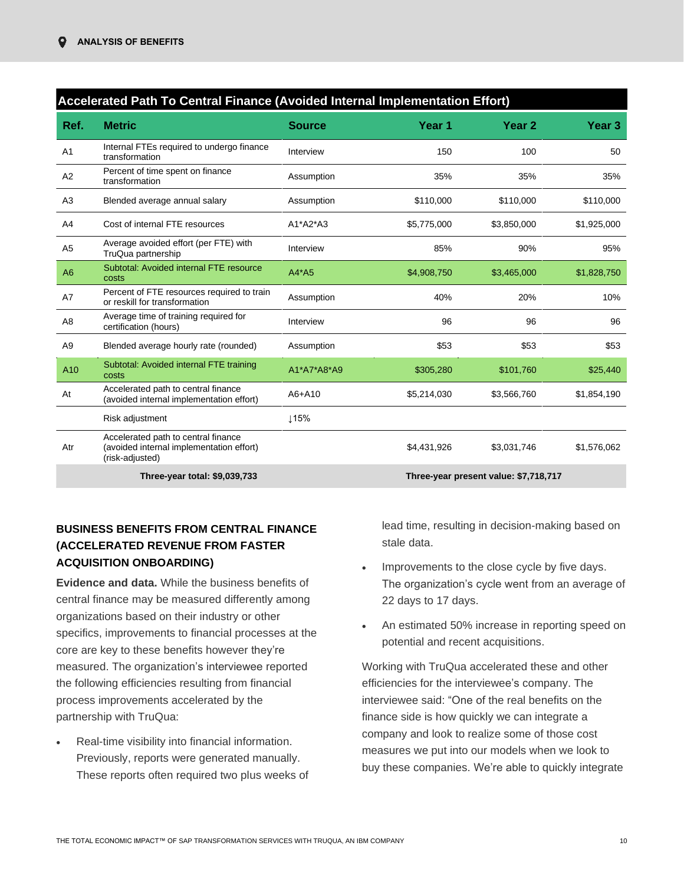| Accelerated Path To Central Finance (Avoided Internal Implementation Effort) | | | | | |
|---|---|---|---|---|---|
| **Ref.** | **Metric** | **Source** | **Year 1** | **Year 2** | **Year 3** |
| A1 | Internal FTEs required to undergo finance transformation | Interview | 150 | 100 | 50 |
| A2 | Percent of time spent on finance transformation | Assumption | 35% | 35% | 35% |
| A3 | Blended average annual salary | Assumption | $110,000 | $110,000 | $110,000 |
| A4 | Cost of internal FTE resources | A1*A2*A3 | $5,775,000 | $3,850,000 | $1,925,000 |
| A5 | Average avoided effort (per FTE) with TruQua partnership | Interview | 85% | 90% | 95% |
| A6 | Subtotal: Avoided internal FTE resource costs | A4*A5 | $4,908,750 | $3,465,000 | $1,828,750 |
| A7 | Percent of FTE resources required to train or reskill for transformation | Assumption | 40% | 20% | 10% |
| A8 | Average time of training required for certification (hours) | Interview | 96 | 96 | 96 |
| A9 | Blended average hourly rate (rounded) | Assumption | $53 | $53 | $53 |
| A10 | Subtotal: Avoided internal FTE training costs | A1*A7*A8*A9 | $305,280 | $101,760 | $25,440 |
| At | Accelerated path to central finance (avoided internal implementation effort) | A6+A10 | $5,214,030 | $3,566,760 | $1,854,190 |
| | Risk adjustment | ↓15% | | | |
| Atr | Accelerated path to central finance (avoided internal implementation effort) (risk-adjusted) | | $4,431,926 | $3,031,746 | $1,576,062 |
| **Three-year total: $9,039,733** | | | **Three-year present value: $7,718,717** | | |

### BUSINESS BENEFITS FROM CENTRAL FINANCE (ACCELERATED REVENUE FROM FASTER ACQUISITION ONBOARDING)

**Evidence and data.** While the business benefits of central finance may be measured differently among organizations based on their industry or other specifics, improvements to financial processes at the core are key to these benefits however they're measured. The organization's interviewee reported the following efficiencies resulting from financial process improvements accelerated by the partnership with TruQua:

- Real-time visibility into financial information. Previously, reports were generated manually. These reports often required two plus weeks of lead time, resulting in decision-making based on stale data.
- Improvements to the close cycle by five days. The organization's cycle went from an average of 22 days to 17 days.
- An estimated 50% increase in reporting speed on potential and recent acquisitions.

Working with TruQua accelerated these and other efficiencies for the interviewee's company. The interviewee said: "One of the real benefits on the finance side is how quickly we can integrate a company and look to realize some of those cost measures we put into our models when we look to buy these companies. We're able to quickly integrate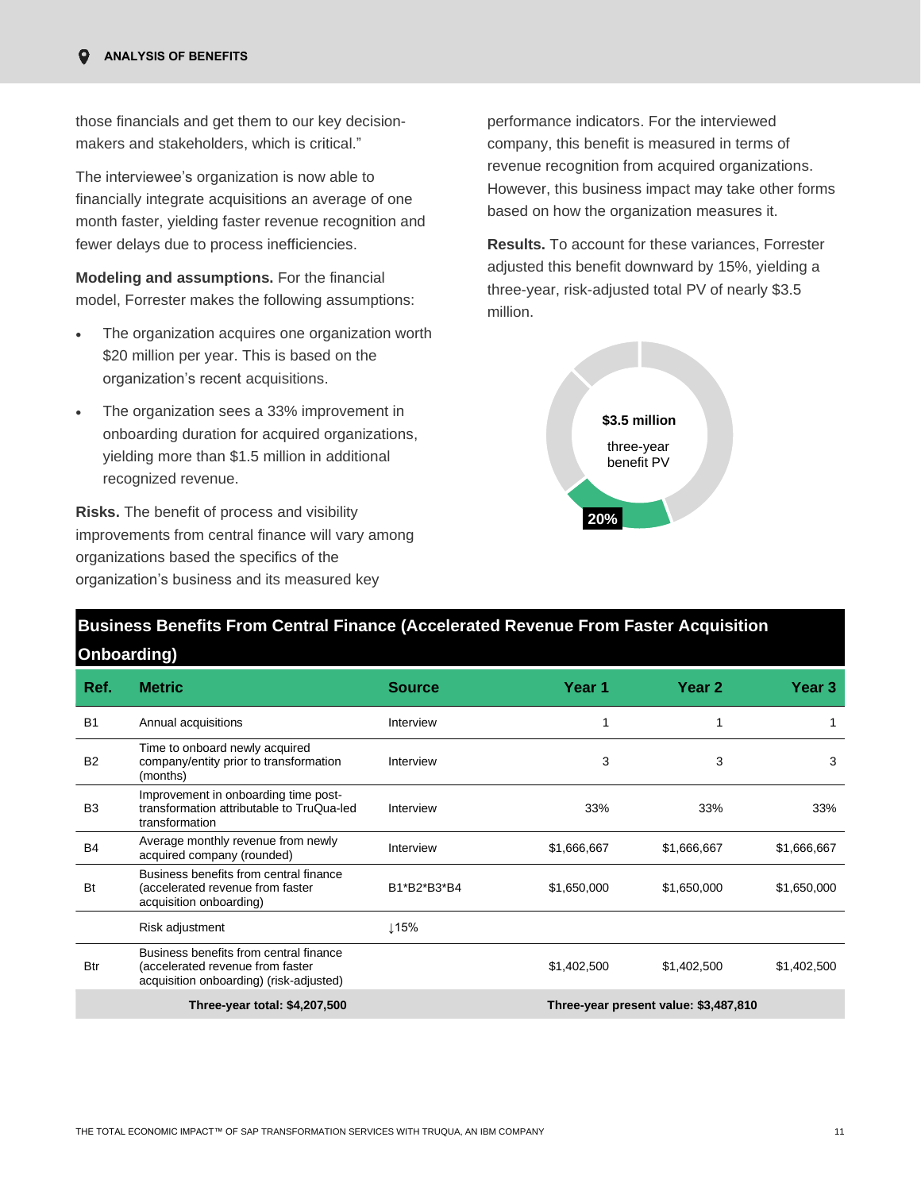those financials and get them to our key decision-makers and stakeholders, which is critical."

The interviewee's organization is now able to financially integrate acquisitions an average of one month faster, yielding faster revenue recognition and fewer delays due to process inefficiencies.

**Modeling and assumptions.** For the financial model, Forrester makes the following assumptions:

- The organization acquires one organization worth $20 million per year. This is based on the organization's recent acquisitions.
- The organization sees a 33% improvement in onboarding duration for acquired organizations, yielding more than $1.5 million in additional recognized revenue.

**Risks.** The benefit of process and visibility improvements from central finance will vary among organizations based the specifics of the organization's business and its measured key performance indicators. For the interviewed company, this benefit is measured in terms of revenue recognition from acquired organizations. However, this business impact may take other forms based on how the organization measures it.

**Results.** To account for these variances, Forrester adjusted this benefit downward by 15%, yielding a three-year, risk-adjusted total PV of nearly $3.5 million.

**$3.5 million** three-year benefit PV

20%

**Business Benefits From Central Finance (Accelerated Revenue From Faster Acquisition Onboarding)**

| Ref. | Metric | Source | Year 1 | Year 2 | Year 3 |
|---|---|---|---|---|---|
| B1 | Annual acquisitions | Interview | 1 | 1 | 1 |
| B2 | Time to onboard newly acquired company/entity prior to transformation (months) | Interview | 3 | 3 | 3 |
| B3 | Improvement in onboarding time post-transformation attributable to TruQua-led transformation | Interview | 33% | 33% | 33% |
| B4 | Average monthly revenue from newly acquired company (rounded) | Interview | $1,666,667 | $1,666,667 | $1,666,667 |
| Bt | Business benefits from central finance (accelerated revenue from faster acquisition onboarding) | B1*B2*B3*B4 | $1,650,000 | $1,650,000 | $1,650,000 |
| | Risk adjustment | ↓15% | | | |
| Btr | Business benefits from central finance (accelerated revenue from faster acquisition onboarding) (risk-adjusted) | | $1,402,500 | $1,402,500 | $1,402,500 |
| | Three-year total: $4,207,500 | | Three-year present value: $3,487,810 | | |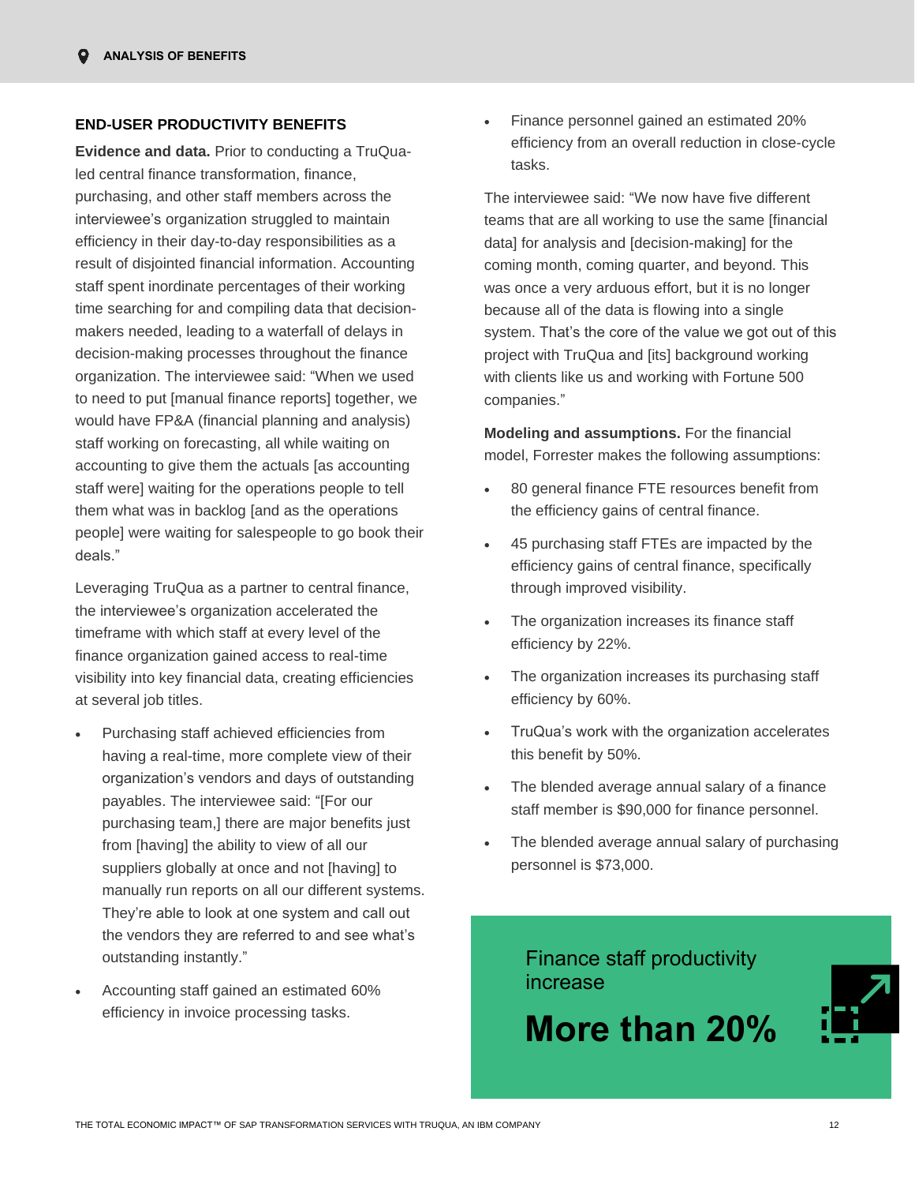## END-USER PRODUCTIVITY BENEFITS

**Evidence and data.** Prior to conducting a TruQua-led central finance transformation, finance, purchasing, and other staff members across the interviewee's organization struggled to maintain efficiency in their day-to-day responsibilities as a result of disjointed financial information. Accounting staff spent inordinate percentages of their working time searching for and compiling data that decision-makers needed, leading to a waterfall of delays in decision-making processes throughout the finance organization. The interviewee said: "When we used to need to put [manual finance reports] together, we would have FP&A (financial planning and analysis) staff working on forecasting, all while waiting on accounting to give them the actuals [as accounting staff were] waiting for the operations people to tell them what was in backlog [and as the operations people] were waiting for salespeople to go book their deals."

Leveraging TruQua as a partner to central finance, the interviewee's organization accelerated the timeframe with which staff at every level of the finance organization gained access to real-time visibility into key financial data, creating efficiencies at several job titles.

- Purchasing staff achieved efficiencies from having a real-time, more complete view of their organization's vendors and days of outstanding payables. The interviewee said: "[For our purchasing team,] there are major benefits just from [having] the ability to view of all our suppliers globally at once and not [having] to manually run reports on all our different systems. They're able to look at one system and call out the vendors they are referred to and see what's outstanding instantly."
- Accounting staff gained an estimated 60% efficiency in invoice processing tasks.
- Finance personnel gained an estimated 20% efficiency from an overall reduction in close-cycle tasks.

The interviewee said: "We now have five different teams that are all working to use the same [financial data] for analysis and [decision-making] for the coming month, coming quarter, and beyond. This was once a very arduous effort, but it is no longer because all of the data is flowing into a single system. That's the core of the value we got out of this project with TruQua and [its] background working with clients like us and working with Fortune 500 companies."

**Modeling and assumptions.** For the financial model, Forrester makes the following assumptions:

- 80 general finance FTE resources benefit from the efficiency gains of central finance.
- 45 purchasing staff FTEs are impacted by the efficiency gains of central finance, specifically through improved visibility.
- The organization increases its finance staff efficiency by 22%.
- The organization increases its purchasing staff efficiency by 60%.
- TruQua's work with the organization accelerates this benefit by 50%.
- The blended average annual salary of a finance staff member is $90,000 for finance personnel.
- The blended average annual salary of purchasing personnel is $73,000.

Finance staff productivity increase

**More than 20%**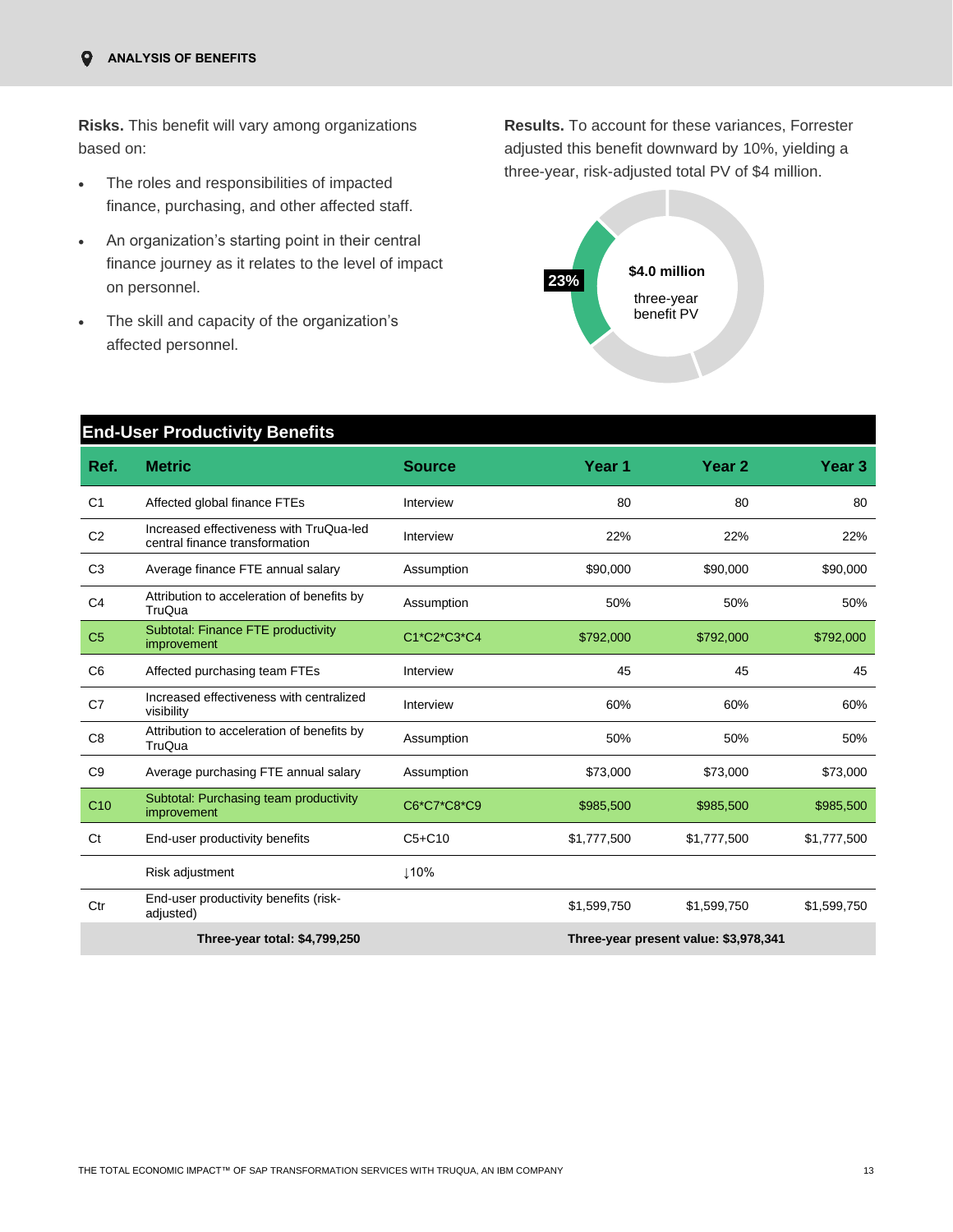**Risks.** This benefit will vary among organizations based on:

- The roles and responsibilities of impacted finance, purchasing, and other affected staff.
- An organization's starting point in their central finance journey as it relates to the level of impact on personnel.
- The skill and capacity of the organization's affected personnel.

**Results.** To account for these variances, Forrester adjusted this benefit downward by 10%, yielding a three-year, risk-adjusted total PV of $4 million.

23%

**$4.0 million**

three-year benefit PV

| End-User Productivity Benefits | | | | | |
|---|---|---|---|---|---|
| **Ref.** | **Metric** | **Source** | **Year 1** | **Year 2** | **Year 3** |
| C1 | Affected global finance FTEs | Interview | 80 | 80 | 80 |
| C2 | Increased effectiveness with TruQua-led central finance transformation | Interview | 22% | 22% | 22% |
| C3 | Average finance FTE annual salary | Assumption | $90,000 | $90,000 | $90,000 |
| C4 | Attribution to acceleration of benefits by TruQua | Assumption | 50% | 50% | 50% |
| C5 | Subtotal: Finance FTE productivity improvement | C1*C2*C3*C4 | $792,000 | $792,000 | $792,000 |
| C6 | Affected purchasing team FTEs | Interview | 45 | 45 | 45 |
| C7 | Increased effectiveness with centralized visibility | Interview | 60% | 60% | 60% |
| C8 | Attribution to acceleration of benefits by TruQua | Assumption | 50% | 50% | 50% |
| C9 | Average purchasing FTE annual salary | Assumption | $73,000 | $73,000 | $73,000 |
| C10 | Subtotal: Purchasing team productivity improvement | C6*C7*C8*C9 | $985,500 | $985,500 | $985,500 |
| Ct | End-user productivity benefits | C5+C10 | $1,777,500 | $1,777,500 | $1,777,500 |
| | Risk adjustment | ↓10% | | | |
| Ctr | End-user productivity benefits (risk-adjusted) | | $1,599,750 | $1,599,750 | $1,599,750 |
| | **Three-year total: $4,799,250** | | **Three-year present value: $3,978,341** | | |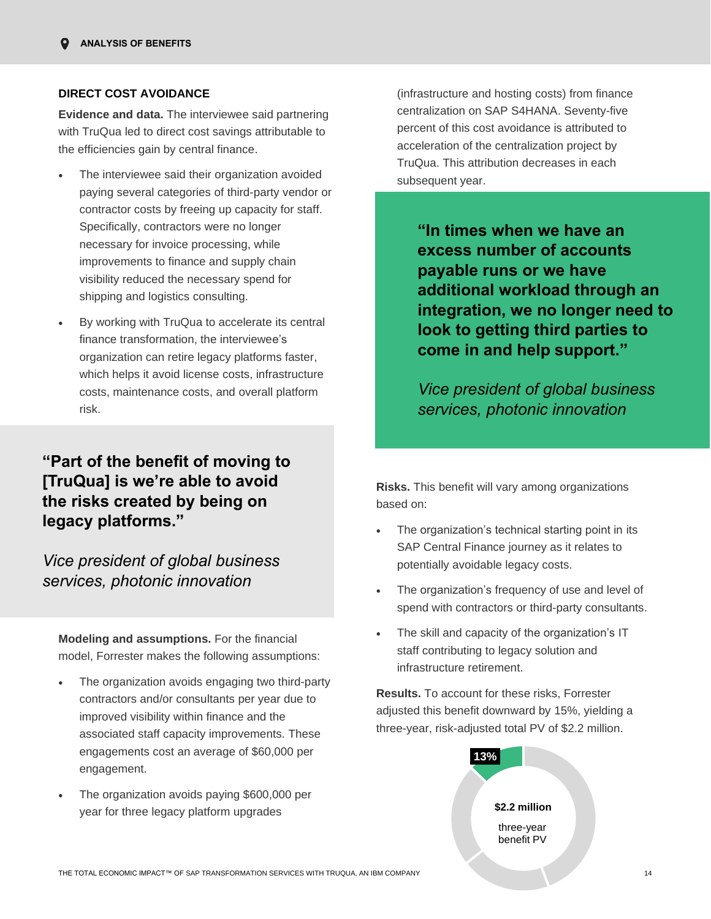## DIRECT COST AVOIDANCE

**Evidence and data.** The interviewee said partnering with TruQua led to direct cost savings attributable to the efficiencies gain by central finance.

- The interviewee said their organization avoided paying several categories of third-party vendor or contractor costs by freeing up capacity for staff. Specifically, contractors were no longer necessary for invoice processing, while improvements to finance and supply chain visibility reduced the necessary spend for shipping and logistics consulting.
- By working with TruQua to accelerate its central finance transformation, the interviewee's organization can retire legacy platforms faster, which helps it avoid license costs, infrastructure costs, maintenance costs, and overall platform risk.

> **"Part of the benefit of moving to [TruQua] is we're able to avoid the risks created by being on legacy platforms."**
>
> *Vice president of global business services, photonic innovation*

**Modeling and assumptions.** For the financial model, Forrester makes the following assumptions:

- The organization avoids engaging two third-party contractors and/or consultants per year due to improved visibility within finance and the associated staff capacity improvements. These engagements cost an average of $60,000 per engagement.
- The organization avoids paying $600,000 per year for three legacy platform upgrades (infrastructure and hosting costs) from finance centralization on SAP S4HANA. Seventy-five percent of this cost avoidance is attributed to acceleration of the centralization project by TruQua. This attribution decreases in each subsequent year.

> **"In times when we have an excess number of accounts payable runs or we have additional workload through an integration, we no longer need to look to getting third parties to come in and help support."**
>
> *Vice president of global business services, photonic innovation*

**Risks.** This benefit will vary among organizations based on:

- The organization's technical starting point in its SAP Central Finance journey as it relates to potentially avoidable legacy costs.
- The organization's frequency of use and level of spend with contractors or third-party consultants.
- The skill and capacity of the organization's IT staff contributing to legacy solution and infrastructure retirement.

**Results.** To account for these risks, Forrester adjusted this benefit downward by 15%, yielding a three-year, risk-adjusted total PV of $2.2 million.

13%

**$2.2 million**

three-year benefit PV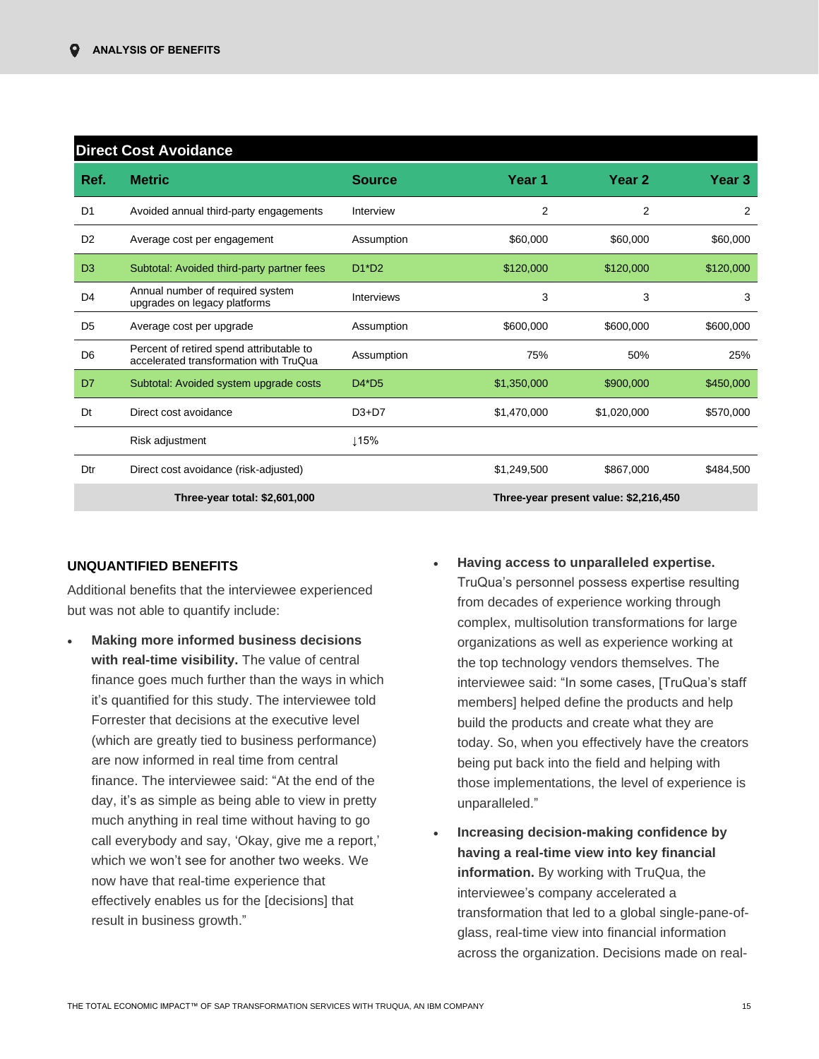| Direct Cost Avoidance | | | | | |
|---|---|---|---|---|---|
| **Ref.** | **Metric** | **Source** | **Year 1** | **Year 2** | **Year 3** |
| D1 | Avoided annual third-party engagements | Interview | 2 | 2 | 2 |
| D2 | Average cost per engagement | Assumption | $60,000 | $60,000 | $60,000 |
| D3 | Subtotal: Avoided third-party partner fees | D1*D2 | $120,000 | $120,000 | $120,000 |
| D4 | Annual number of required system upgrades on legacy platforms | Interviews | 3 | 3 | 3 |
| D5 | Average cost per upgrade | Assumption | $600,000 | $600,000 | $600,000 |
| D6 | Percent of retired spend attributable to accelerated transformation with TruQua | Assumption | 75% | 50% | 25% |
| D7 | Subtotal: Avoided system upgrade costs | D4*D5 | $1,350,000 | $900,000 | $450,000 |
| Dt | Direct cost avoidance | D3+D7 | $1,470,000 | $1,020,000 | $570,000 |
| | Risk adjustment | ↓15% | | | |
| Dtr | Direct cost avoidance (risk-adjusted) | | $1,249,500 | $867,000 | $484,500 |
| | **Three-year total: $2,601,000** | | **Three-year present value: $2,216,450** | | |

### UNQUANTIFIED BENEFITS

Additional benefits that the interviewee experienced but was not able to quantify include:

- **Making more informed business decisions with real-time visibility.** The value of central finance goes much further than the ways in which it's quantified for this study. The interviewee told Forrester that decisions at the executive level (which are greatly tied to business performance) are now informed in real time from central finance. The interviewee said: "At the end of the day, it's as simple as being able to view in pretty much anything in real time without having to go call everybody and say, 'Okay, give me a report,' which we won't see for another two weeks. We now have that real-time experience that effectively enables us for the [decisions] that result in business growth."
- **Having access to unparalleled expertise.** TruQua's personnel possess expertise resulting from decades of experience working through complex, multisolution transformations for large organizations as well as experience working at the top technology vendors themselves. The interviewee said: "In some cases, [TruQua's staff members] helped define the products and help build the products and create what they are today. So, when you effectively have the creators being put back into the field and helping with those implementations, the level of experience is unparalleled."
- **Increasing decision-making confidence by having a real-time view into key financial information.** By working with TruQua, the interviewee's company accelerated a transformation that led to a global single-pane-of-glass, real-time view into financial information across the organization. Decisions made on real-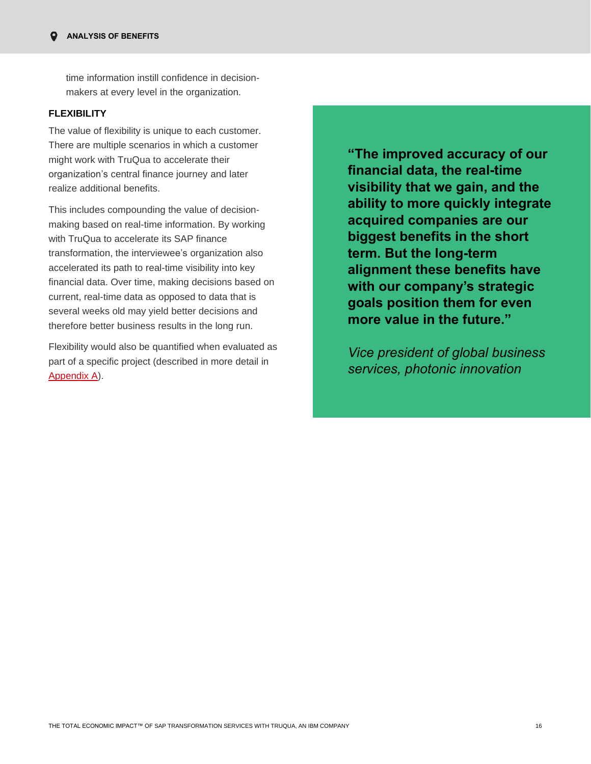time information instill confidence in decision-makers at every level in the organization.

**FLEXIBILITY**

The value of flexibility is unique to each customer. There are multiple scenarios in which a customer might work with TruQua to accelerate their organization's central finance journey and later realize additional benefits.

This includes compounding the value of decision-making based on real-time information. By working with TruQua to accelerate its SAP finance transformation, the interviewee's organization also accelerated its path to real-time visibility into key financial data. Over time, making decisions based on current, real-time data as opposed to data that is several weeks old may yield better decisions and therefore better business results in the long run.

Flexibility would also be quantified when evaluated as part of a specific project (described in more detail in Appendix A).

> **"The improved accuracy of our financial data, the real-time visibility that we gain, and the ability to more quickly integrate acquired companies are our biggest benefits in the short term. But the long-term alignment these benefits have with our company's strategic goals position them for even more value in the future."**
>
> *Vice president of global business services, photonic innovation*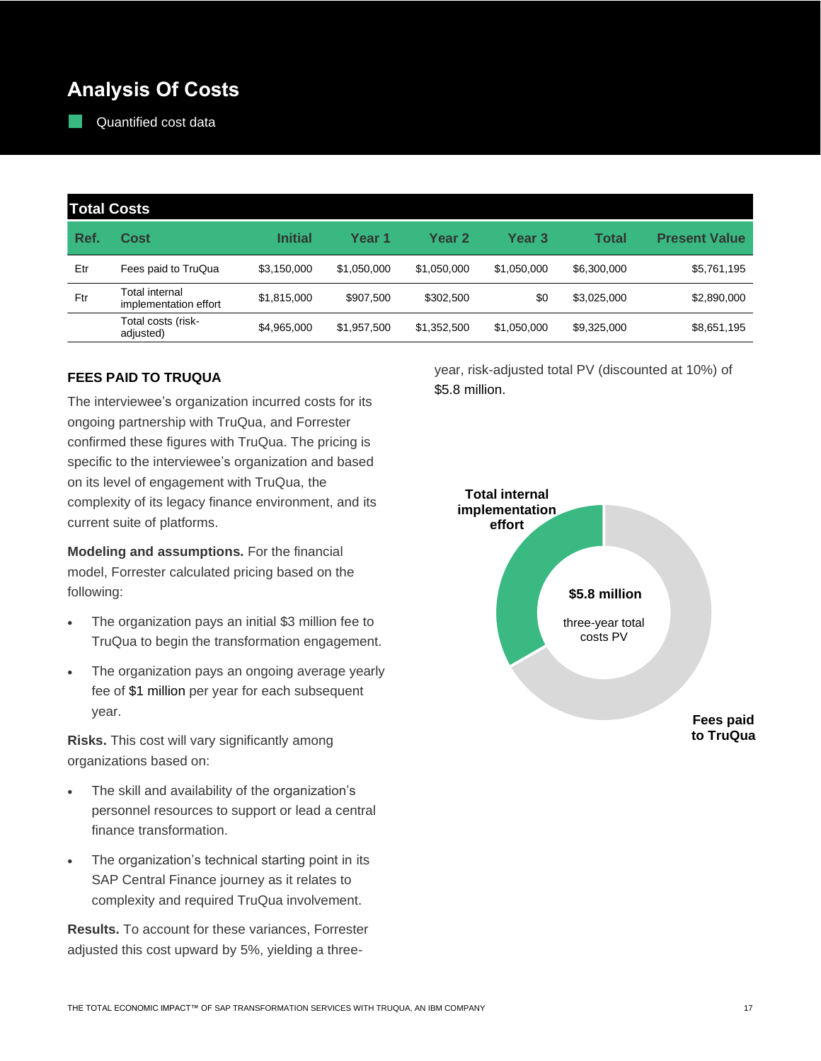## Analysis Of Costs

Quantified cost data

| Total Costs | | | | | | | |
|---|---|---|---|---|---|---|---|
| **Ref.** | **Cost** | **Initial** | **Year 1** | **Year 2** | **Year 3** | **Total** | **Present Value** |
| Etr | Fees paid to TruQua | $3,150,000 | $1,050,000 | $1,050,000 | $1,050,000 | $6,300,000 | $5,761,195 |
| Ftr | Total internal implementation effort | $1,815,000 | $907,500 | $302,500 | $0 | $3,025,000 | $2,890,000 |
| | Total costs (risk-adjusted) | $4,965,000 | $1,957,500 | $1,352,500 | $1,050,000 | $9,325,000 | $8,651,195 |

### FEES PAID TO TRUQUA

The interviewee's organization incurred costs for its ongoing partnership with TruQua, and Forrester confirmed these figures with TruQua. The pricing is specific to the interviewee's organization and based on its level of engagement with TruQua, the complexity of its legacy finance environment, and its current suite of platforms.

**Modeling and assumptions.** For the financial model, Forrester calculated pricing based on the following:

- The organization pays an initial $3 million fee to TruQua to begin the transformation engagement.
- The organization pays an ongoing average yearly fee of $1 million per year for each subsequent year.

**Risks.** This cost will vary significantly among organizations based on:

- The skill and availability of the organization's personnel resources to support or lead a central finance transformation.
- The organization's technical starting point in its SAP Central Finance journey as it relates to complexity and required TruQua involvement.

**Results.** To account for these variances, Forrester adjusted this cost upward by 5%, yielding a three-year, risk-adjusted total PV (discounted at 10%) of $5.8 million.

Total internal implementation effort

**$5.8 million**

three-year total costs PV

Fees paid to TruQua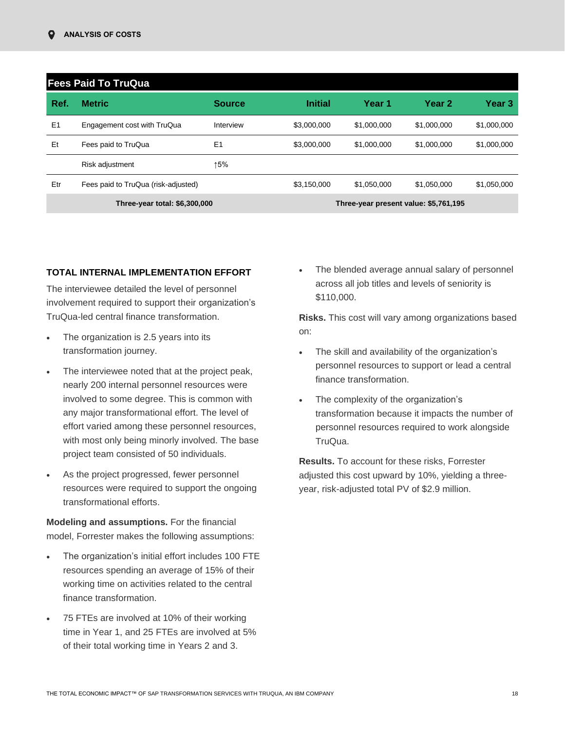| Fees Paid To TruQua | | | | | | |
|---|---|---|---|---|---|---|
| **Ref.** | **Metric** | **Source** | **Initial** | **Year 1** | **Year 2** | **Year 3** |
| E1 | Engagement cost with TruQua | Interview | $3,000,000 | $1,000,000 | $1,000,000 | $1,000,000 |
| Et | Fees paid to TruQua | E1 | $3,000,000 | $1,000,000 | $1,000,000 | $1,000,000 |
| | Risk adjustment | ↑5% | | | | |
| Etr | Fees paid to TruQua (risk-adjusted) | | $3,150,000 | $1,050,000 | $1,050,000 | $1,050,000 |
| | **Three-year total: $6,300,000** | | | **Three-year present value: $5,761,195** | | |

**TOTAL INTERNAL IMPLEMENTATION EFFORT**

The interviewee detailed the level of personnel involvement required to support their organization's TruQua-led central finance transformation.

- The organization is 2.5 years into its transformation journey.
- The interviewee noted that at the project peak, nearly 200 internal personnel resources were involved to some degree. This is common with any major transformational effort. The level of effort varied among these personnel resources, with most only being minorly involved. The base project team consisted of 50 individuals.
- As the project progressed, fewer personnel resources were required to support the ongoing transformational efforts.

**Modeling and assumptions.** For the financial model, Forrester makes the following assumptions:

- The organization's initial effort includes 100 FTE resources spending an average of 15% of their working time on activities related to the central finance transformation.
- 75 FTEs are involved at 10% of their working time in Year 1, and 25 FTEs are involved at 5% of their total working time in Years 2 and 3.
- The blended average annual salary of personnel across all job titles and levels of seniority is $110,000.

**Risks.** This cost will vary among organizations based on:

- The skill and availability of the organization's personnel resources to support or lead a central finance transformation.
- The complexity of the organization's transformation because it impacts the number of personnel resources required to work alongside TruQua.

**Results.** To account for these risks, Forrester adjusted this cost upward by 10%, yielding a three-year, risk-adjusted total PV of $2.9 million.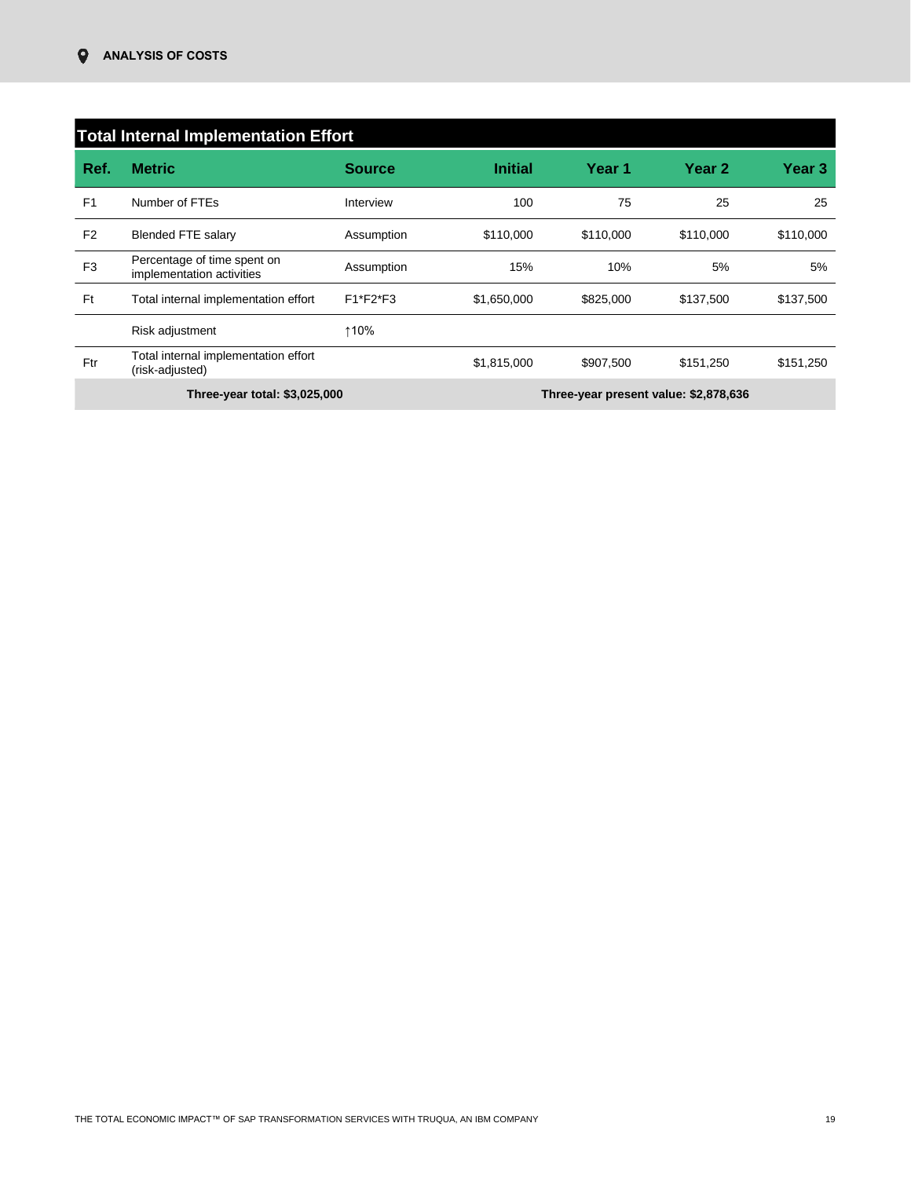## Total Internal Implementation Effort

| Ref. | Metric | Source | Initial | Year 1 | Year 2 | Year 3 |
|---|---|---|---|---|---|---|
| F1 | Number of FTEs | Interview | 100 | 75 | 25 | 25 |
| F2 | Blended FTE salary | Assumption | $110,000 | $110,000 | $110,000 | $110,000 |
| F3 | Percentage of time spent on implementation activities | Assumption | 15% | 10% | 5% | 5% |
| Ft | Total internal implementation effort | F1*F2*F3 | $1,650,000 | $825,000 | $137,500 | $137,500 |
| | Risk adjustment | ↑10% | | | | |
| Ftr | Total internal implementation effort (risk-adjusted) | | $1,815,000 | $907,500 | $151,250 | $151,250 |
| | **Three-year total: $3,025,000** | | | **Three-year present value: $2,878,636** | | |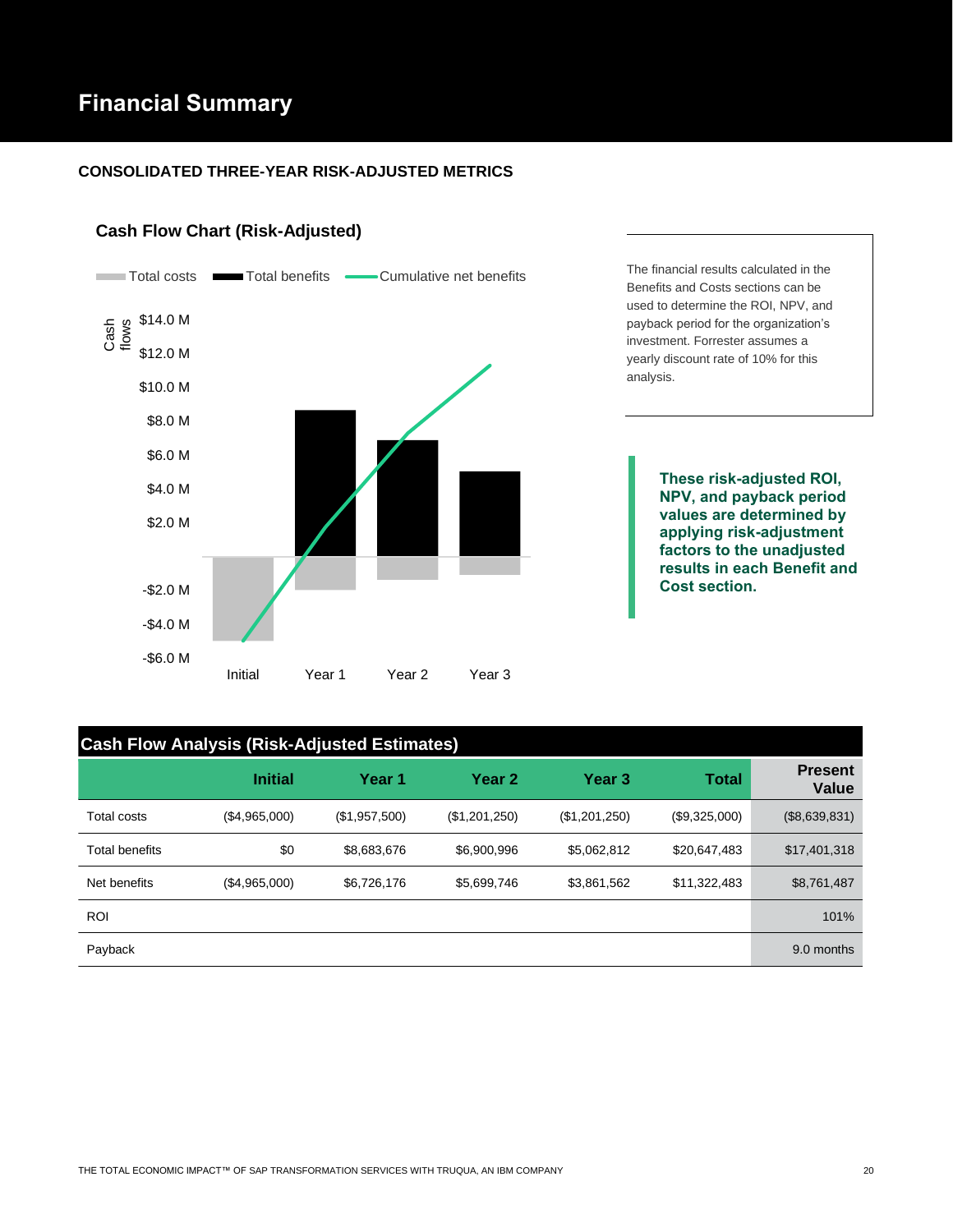# Financial Summary

## CONSOLIDATED THREE-YEAR RISK-ADJUSTED METRICS

### Cash Flow Chart (Risk-Adjusted)

Total costs | Total benefits | Cumulative net benefits

Cash flows: $14.0 M, $12.0 M, $10.0 M, $8.0 M, $6.0 M, $4.0 M, $2.0 M, -$2.0 M, -$4.0 M, -$6.0 M

Initial | Year 1 | Year 2 | Year 3

The financial results calculated in the Benefits and Costs sections can be used to determine the ROI, NPV, and payback period for the organization's investment. Forrester assumes a yearly discount rate of 10% for this analysis.

**These risk-adjusted ROI, NPV, and payback period values are determined by applying risk-adjustment factors to the unadjusted results in each Benefit and Cost section.**

| Cash Flow Analysis (Risk-Adjusted Estimates) | | | | | | |
|---|---|---|---|---|---|---|
| | **Initial** | **Year 1** | **Year 2** | **Year 3** | **Total** | **Present Value** |
| Total costs | ($4,965,000) | ($1,957,500) | ($1,201,250) | ($1,201,250) | ($9,325,000) | ($8,639,831) |
| Total benefits | $0 | $8,683,676 | $6,900,996 | $5,062,812 | $20,647,483 | $17,401,318 |
| Net benefits | ($4,965,000) | $6,726,176 | $5,699,746 | $3,861,562 | $11,322,483 | $8,761,487 |
| ROI | | | | | | 101% |
| Payback | | | | | | 9.0 months |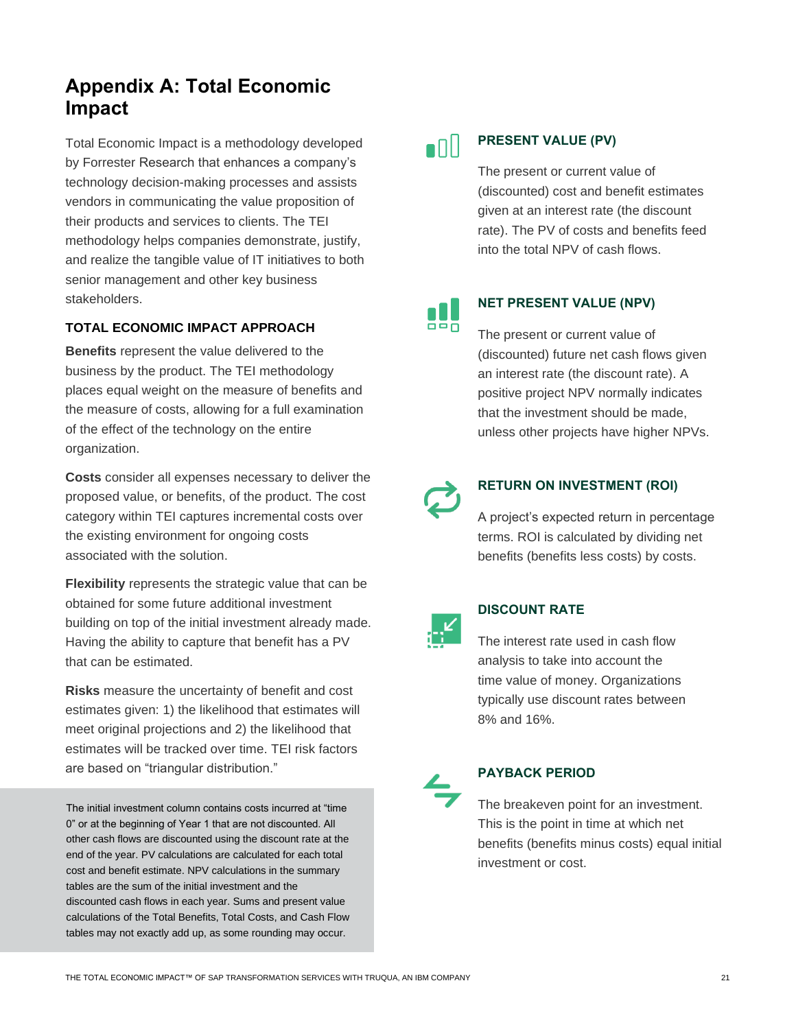# Appendix A: Total Economic Impact

Total Economic Impact is a methodology developed by Forrester Research that enhances a company's technology decision-making processes and assists vendors in communicating the value proposition of their products and services to clients. The TEI methodology helps companies demonstrate, justify, and realize the tangible value of IT initiatives to both senior management and other key business stakeholders.

### TOTAL ECONOMIC IMPACT APPROACH

**Benefits** represent the value delivered to the business by the product. The TEI methodology places equal weight on the measure of benefits and the measure of costs, allowing for a full examination of the effect of the technology on the entire organization.

**Costs** consider all expenses necessary to deliver the proposed value, or benefits, of the product. The cost category within TEI captures incremental costs over the existing environment for ongoing costs associated with the solution.

**Flexibility** represents the strategic value that can be obtained for some future additional investment building on top of the initial investment already made. Having the ability to capture that benefit has a PV that can be estimated.

**Risks** measure the uncertainty of benefit and cost estimates given: 1) the likelihood that estimates will meet original projections and 2) the likelihood that estimates will be tracked over time. TEI risk factors are based on "triangular distribution."

The initial investment column contains costs incurred at "time 0" or at the beginning of Year 1 that are not discounted. All other cash flows are discounted using the discount rate at the end of the year. PV calculations are calculated for each total cost and benefit estimate. NPV calculations in the summary tables are the sum of the initial investment and the discounted cash flows in each year. Sums and present value calculations of the Total Benefits, Total Costs, and Cash Flow tables may not exactly add up, as some rounding may occur.

### PRESENT VALUE (PV)

The present or current value of (discounted) cost and benefit estimates given at an interest rate (the discount rate). The PV of costs and benefits feed into the total NPV of cash flows.

### NET PRESENT VALUE (NPV)

The present or current value of (discounted) future net cash flows given an interest rate (the discount rate). A positive project NPV normally indicates that the investment should be made, unless other projects have higher NPVs.

### RETURN ON INVESTMENT (ROI)

A project's expected return in percentage terms. ROI is calculated by dividing net benefits (benefits less costs) by costs.

### DISCOUNT RATE

The interest rate used in cash flow analysis to take into account the time value of money. Organizations typically use discount rates between 8% and 16%.

### PAYBACK PERIOD

The breakeven point for an investment. This is the point in time at which net benefits (benefits minus costs) equal initial investment or cost.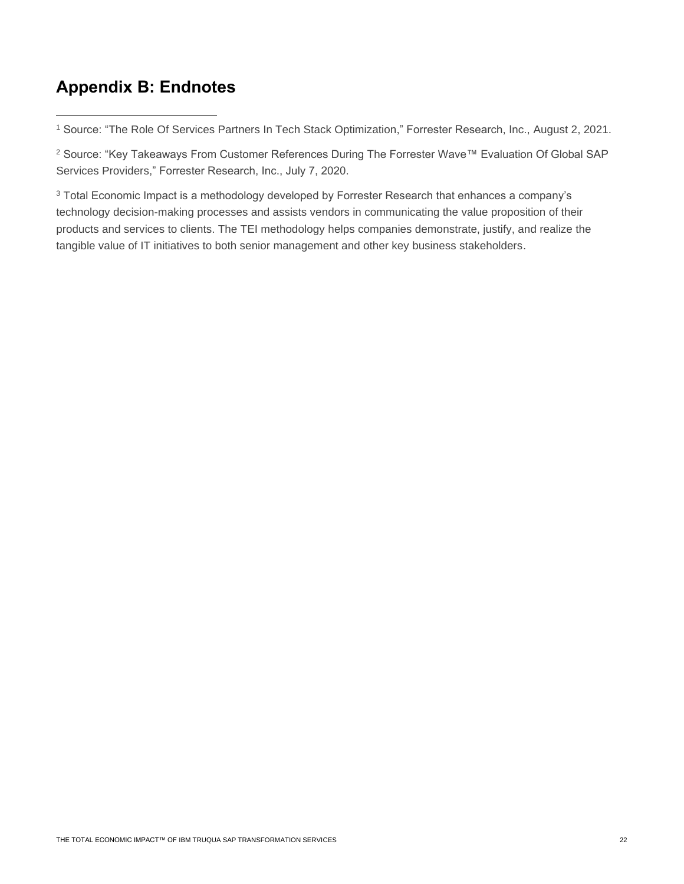## Appendix B: Endnotes

[1] Source: "The Role Of Services Partners In Tech Stack Optimization," Forrester Research, Inc., August 2, 2021.

[2] Source: "Key Takeaways From Customer References During The Forrester Wave™ Evaluation Of Global SAP Services Providers," Forrester Research, Inc., July 7, 2020.

[3] Total Economic Impact is a methodology developed by Forrester Research that enhances a company's technology decision-making processes and assists vendors in communicating the value proposition of their products and services to clients. The TEI methodology helps companies demonstrate, justify, and realize the tangible value of IT initiatives to both senior management and other key business stakeholders.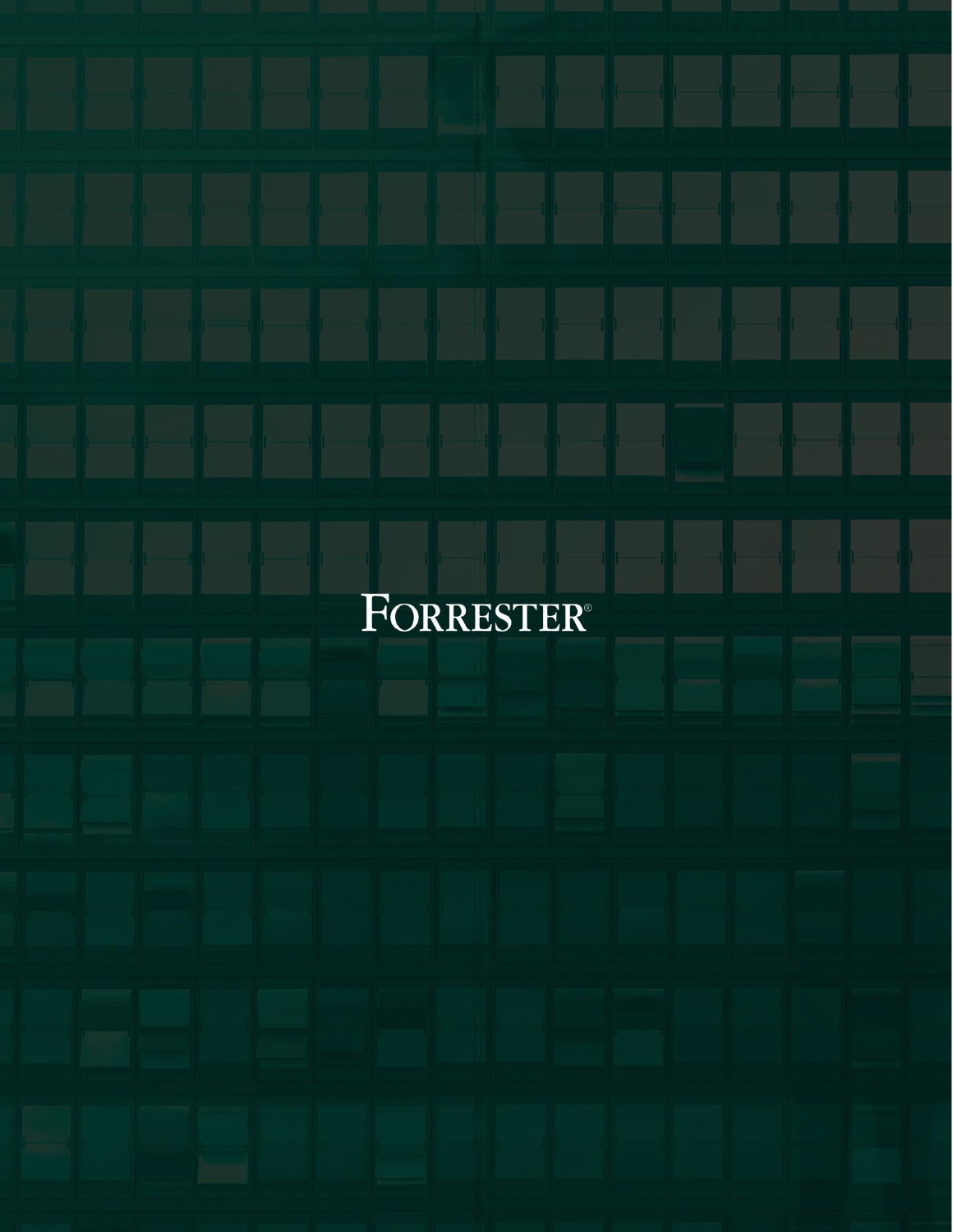FORRESTER®